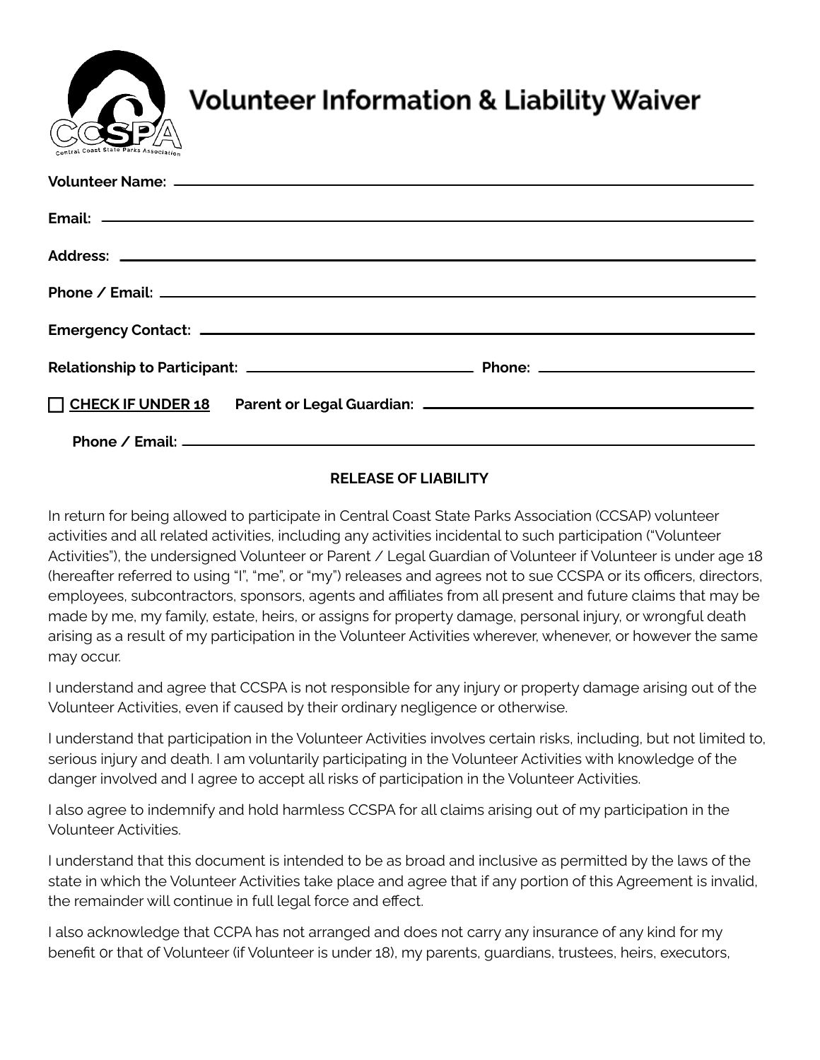# Volunteer Information & Liability Waiver

**Volunteer Name:** ____________________________________________

**Email:** ____________________________________________

**Address:** ____________________________________________

**Phone / Email:** ____________________________________________

**Emergency Contact:** ____________________________________________

**Relationship to Participant:** ______________________ **Phone:** ______________________

☐ **CHECK IF UNDER 18** **Parent or Legal Guardian:** ______________________________

**Phone / Email:** ____________________________________________

**RELEASE OF LIABILITY**

In return for being allowed to participate in Central Coast State Parks Association (CCSAP) volunteer activities and all related activities, including any activities incidental to such participation ("Volunteer Activities"), the undersigned Volunteer or Parent / Legal Guardian of Volunteer if Volunteer is under age 18 (hereafter referred to using "I", "me", or "my") releases and agrees not to sue CCSPA or its officers, directors, employees, subcontractors, sponsors, agents and affiliates from all present and future claims that may be made by me, my family, estate, heirs, or assigns for property damage, personal injury, or wrongful death arising as a result of my participation in the Volunteer Activities wherever, whenever, or however the same may occur.

I understand and agree that CCSPA is not responsible for any injury or property damage arising out of the Volunteer Activities, even if caused by their ordinary negligence or otherwise.

I understand that participation in the Volunteer Activities involves certain risks, including, but not limited to, serious injury and death. I am voluntarily participating in the Volunteer Activities with knowledge of the danger involved and I agree to accept all risks of participation in the Volunteer Activities.

I also agree to indemnify and hold harmless CCSPA for all claims arising out of my participation in the Volunteer Activities.

I understand that this document is intended to be as broad and inclusive as permitted by the laws of the state in which the Volunteer Activities take place and agree that if any portion of this Agreement is invalid, the remainder will continue in full legal force and effect.

I also acknowledge that CCPA has not arranged and does not carry any insurance of any kind for my benefit 0r that of Volunteer (if Volunteer is under 18), my parents, guardians, trustees, heirs, executors,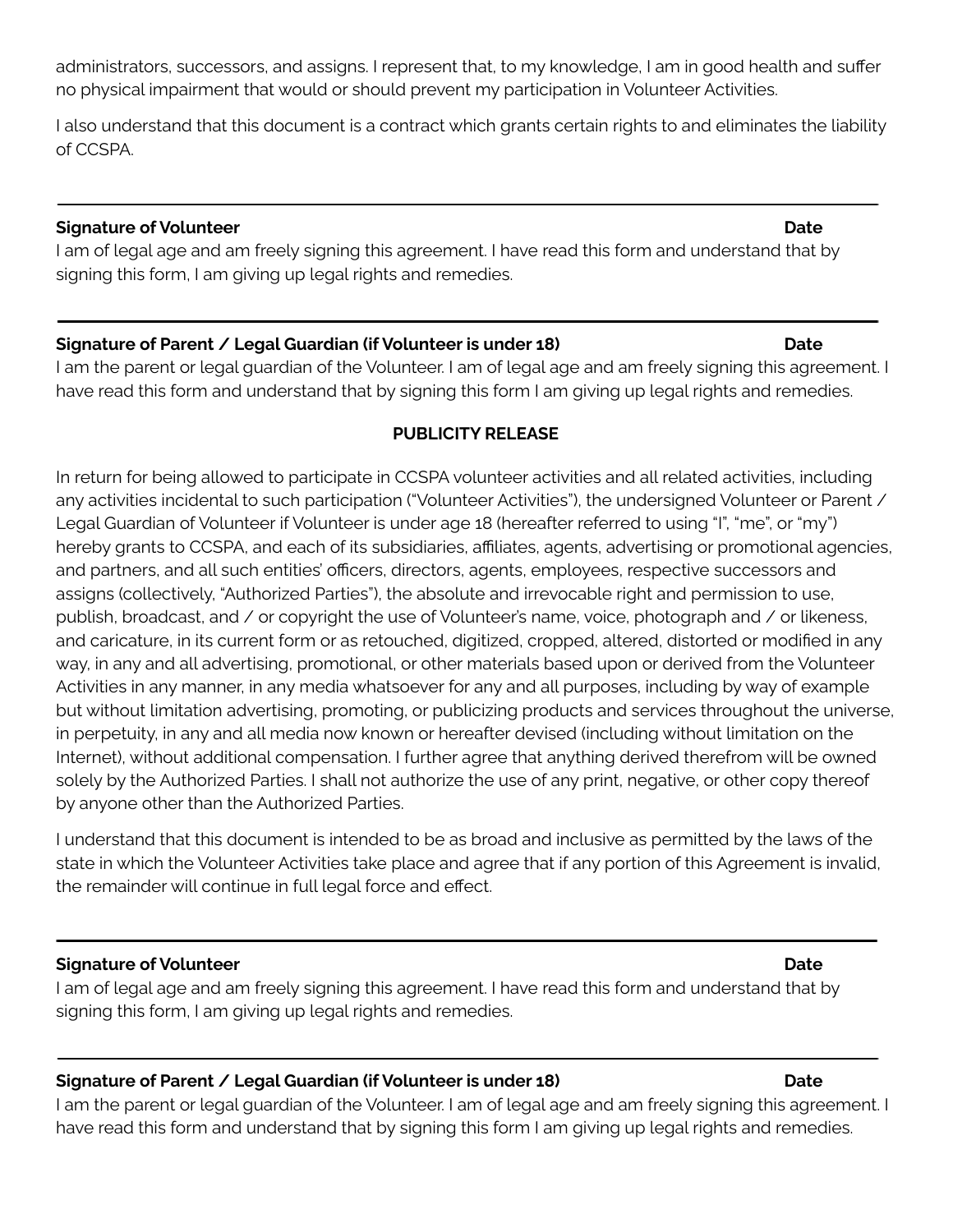administrators, successors, and assigns. I represent that, to my knowledge, I am in good health and suffer no physical impairment that would or should prevent my participation in Volunteer Activities.

I also understand that this document is a contract which grants certain rights to and eliminates the liability of CCSPA.

---

**Signature of Volunteer** **Date**

I am of legal age and am freely signing this agreement. I have read this form and understand that by signing this form, I am giving up legal rights and remedies.

---

**Signature of Parent / Legal Guardian (if Volunteer is under 18)** **Date**

I am the parent or legal guardian of the Volunteer. I am of legal age and am freely signing this agreement. I have read this form and understand that by signing this form I am giving up legal rights and remedies.

**PUBLICITY RELEASE**

In return for being allowed to participate in CCSPA volunteer activities and all related activities, including any activities incidental to such participation ("Volunteer Activities"), the undersigned Volunteer or Parent / Legal Guardian of Volunteer if Volunteer is under age 18 (hereafter referred to using "I", "me", or "my") hereby grants to CCSPA, and each of its subsidiaries, affiliates, agents, advertising or promotional agencies, and partners, and all such entities' officers, directors, agents, employees, respective successors and assigns (collectively, "Authorized Parties"), the absolute and irrevocable right and permission to use, publish, broadcast, and / or copyright the use of Volunteer's name, voice, photograph and / or likeness, and caricature, in its current form or as retouched, digitized, cropped, altered, distorted or modified in any way, in any and all advertising, promotional, or other materials based upon or derived from the Volunteer Activities in any manner, in any media whatsoever for any and all purposes, including by way of example but without limitation advertising, promoting, or publicizing products and services throughout the universe, in perpetuity, in any and all media now known or hereafter devised (including without limitation on the Internet), without additional compensation. I further agree that anything derived therefrom will be owned solely by the Authorized Parties. I shall not authorize the use of any print, negative, or other copy thereof by anyone other than the Authorized Parties.

I understand that this document is intended to be as broad and inclusive as permitted by the laws of the state in which the Volunteer Activities take place and agree that if any portion of this Agreement is invalid, the remainder will continue in full legal force and effect.

---

**Signature of Volunteer** **Date**

I am of legal age and am freely signing this agreement. I have read this form and understand that by signing this form, I am giving up legal rights and remedies.

---

**Signature of Parent / Legal Guardian (if Volunteer is under 18)** **Date**

I am the parent or legal guardian of the Volunteer. I am of legal age and am freely signing this agreement. I have read this form and understand that by signing this form I am giving up legal rights and remedies.